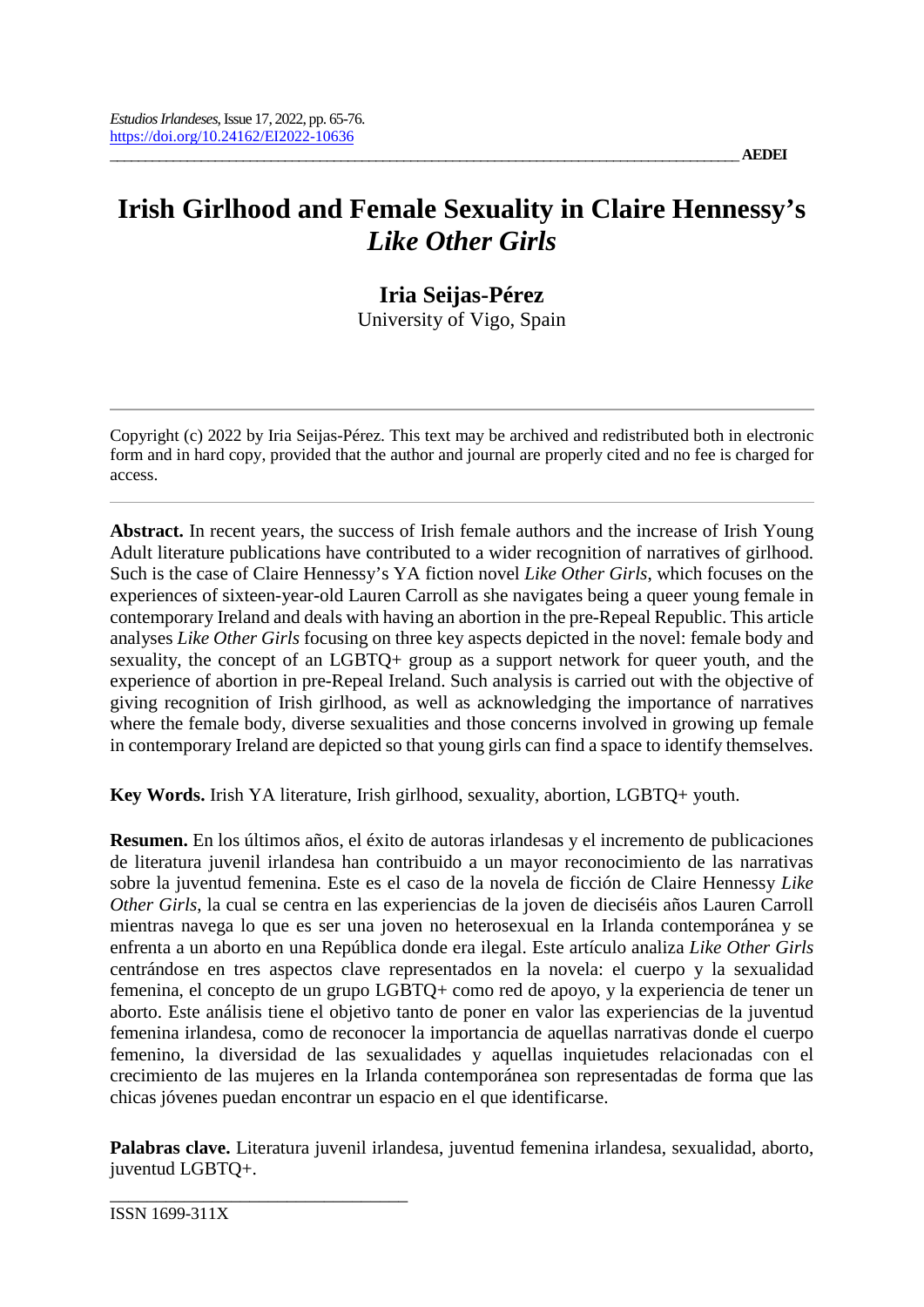*Estudios Irlandeses*, Issue 17, 2022, pp. 65-76.
https://doi.org/10.24162/EI2022-10636

AEDEI

# Irish Girlhood and Female Sexuality in Claire Hennessy's *Like Other Girls*

**Iria Seijas-Pérez**
University of Vigo, Spain

Copyright (c) 2022 by Iria Seijas-Pérez. This text may be archived and redistributed both in electronic form and in hard copy, provided that the author and journal are properly cited and no fee is charged for access.

**Abstract.** In recent years, the success of Irish female authors and the increase of Irish Young Adult literature publications have contributed to a wider recognition of narratives of girlhood. Such is the case of Claire Hennessy's YA fiction novel *Like Other Girls*, which focuses on the experiences of sixteen-year-old Lauren Carroll as she navigates being a queer young female in contemporary Ireland and deals with having an abortion in the pre-Repeal Republic. This article analyses *Like Other Girls* focusing on three key aspects depicted in the novel: female body and sexuality, the concept of an LGBTQ+ group as a support network for queer youth, and the experience of abortion in pre-Repeal Ireland. Such analysis is carried out with the objective of giving recognition of Irish girlhood, as well as acknowledging the importance of narratives where the female body, diverse sexualities and those concerns involved in growing up female in contemporary Ireland are depicted so that young girls can find a space to identify themselves.

**Key Words.** Irish YA literature, Irish girlhood, sexuality, abortion, LGBTQ+ youth.

**Resumen.** En los últimos años, el éxito de autoras irlandesas y el incremento de publicaciones de literatura juvenil irlandesa han contribuido a un mayor reconocimiento de las narrativas sobre la juventud femenina. Este es el caso de la novela de ficción de Claire Hennessy *Like Other Girls*, la cual se centra en las experiencias de la joven de dieciséis años Lauren Carroll mientras navega lo que es ser una joven no heterosexual en la Irlanda contemporánea y se enfrenta a un aborto en una República donde era ilegal. Este artículo analiza *Like Other Girls* centrándose en tres aspectos clave representados en la novela: el cuerpo y la sexualidad femenina, el concepto de un grupo LGBTQ+ como red de apoyo, y la experiencia de tener un aborto. Este análisis tiene el objetivo tanto de poner en valor las experiencias de la juventud femenina irlandesa, como de reconocer la importancia de aquellas narrativas donde el cuerpo femenino, la diversidad de las sexualidades y aquellas inquietudes relacionadas con el crecimiento de las mujeres en la Irlanda contemporánea son representadas de forma que las chicas jóvenes puedan encontrar un espacio en el que identificarse.

**Palabras clave.** Literatura juvenil irlandesa, juventud femenina irlandesa, sexualidad, aborto, juventud LGBTQ+.

ISSN 1699-311X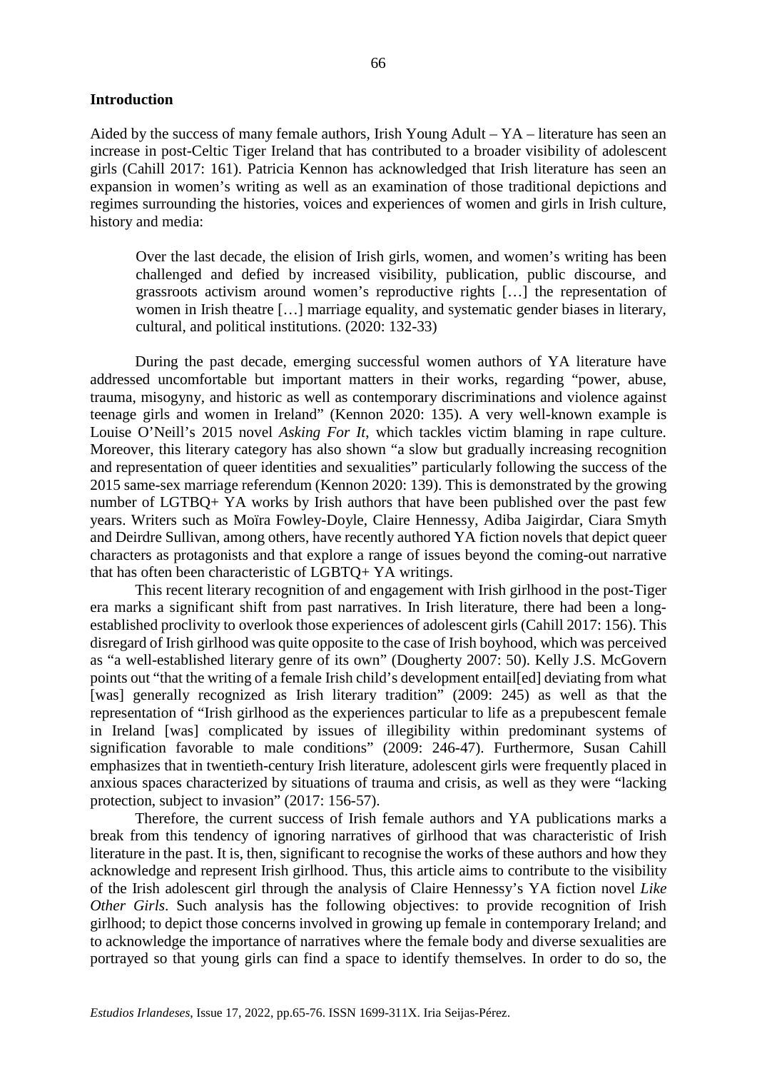## Introduction

Aided by the success of many female authors, Irish Young Adult – YA – literature has seen an increase in post-Celtic Tiger Ireland that has contributed to a broader visibility of adolescent girls (Cahill 2017: 161). Patricia Kennon has acknowledged that Irish literature has seen an expansion in women's writing as well as an examination of those traditional depictions and regimes surrounding the histories, voices and experiences of women and girls in Irish culture, history and media:

> Over the last decade, the elision of Irish girls, women, and women's writing has been challenged and defied by increased visibility, publication, public discourse, and grassroots activism around women's reproductive rights […] the representation of women in Irish theatre […] marriage equality, and systematic gender biases in literary, cultural, and political institutions. (2020: 132-33)

During the past decade, emerging successful women authors of YA literature have addressed uncomfortable but important matters in their works, regarding "power, abuse, trauma, misogyny, and historic as well as contemporary discriminations and violence against teenage girls and women in Ireland" (Kennon 2020: 135). A very well-known example is Louise O'Neill's 2015 novel *Asking For It*, which tackles victim blaming in rape culture. Moreover, this literary category has also shown "a slow but gradually increasing recognition and representation of queer identities and sexualities" particularly following the success of the 2015 same-sex marriage referendum (Kennon 2020: 139). This is demonstrated by the growing number of LGTBQ+ YA works by Irish authors that have been published over the past few years. Writers such as Moïra Fowley-Doyle, Claire Hennessy, Adiba Jaigirdar, Ciara Smyth and Deirdre Sullivan, among others, have recently authored YA fiction novels that depict queer characters as protagonists and that explore a range of issues beyond the coming-out narrative that has often been characteristic of LGBTQ+ YA writings.

This recent literary recognition of and engagement with Irish girlhood in the post-Tiger era marks a significant shift from past narratives. In Irish literature, there had been a long-established proclivity to overlook those experiences of adolescent girls (Cahill 2017: 156). This disregard of Irish girlhood was quite opposite to the case of Irish boyhood, which was perceived as "a well-established literary genre of its own" (Dougherty 2007: 50). Kelly J.S. McGovern points out "that the writing of a female Irish child's development entail[ed] deviating from what [was] generally recognized as Irish literary tradition" (2009: 245) as well as that the representation of "Irish girlhood as the experiences particular to life as a prepubescent female in Ireland [was] complicated by issues of illegibility within predominant systems of signification favorable to male conditions" (2009: 246-47). Furthermore, Susan Cahill emphasizes that in twentieth-century Irish literature, adolescent girls were frequently placed in anxious spaces characterized by situations of trauma and crisis, as well as they were "lacking protection, subject to invasion" (2017: 156-57).

Therefore, the current success of Irish female authors and YA publications marks a break from this tendency of ignoring narratives of girlhood that was characteristic of Irish literature in the past. It is, then, significant to recognise the works of these authors and how they acknowledge and represent Irish girlhood. Thus, this article aims to contribute to the visibility of the Irish adolescent girl through the analysis of Claire Hennessy's YA fiction novel *Like Other Girls*. Such analysis has the following objectives: to provide recognition of Irish girlhood; to depict those concerns involved in growing up female in contemporary Ireland; and to acknowledge the importance of narratives where the female body and diverse sexualities are portrayed so that young girls can find a space to identify themselves. In order to do so, the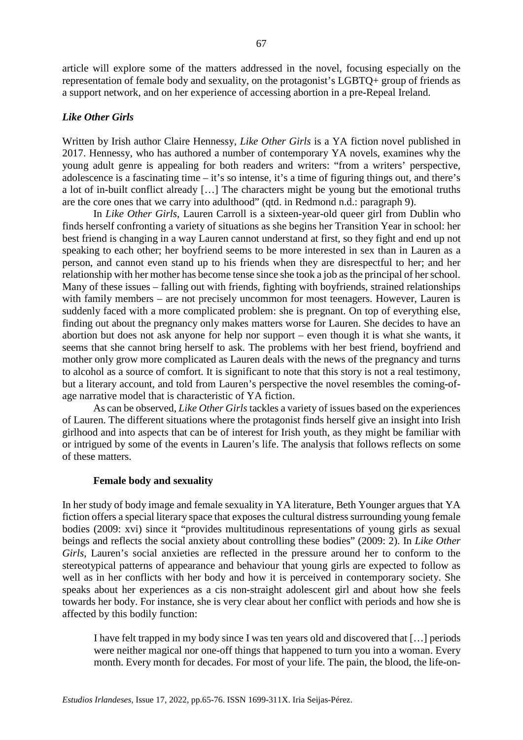article will explore some of the matters addressed in the novel, focusing especially on the representation of female body and sexuality, on the protagonist's LGBTQ+ group of friends as a support network, and on her experience of accessing abortion in a pre-Repeal Ireland.

### *Like Other Girls*

Written by Irish author Claire Hennessy, *Like Other Girls* is a YA fiction novel published in 2017. Hennessy, who has authored a number of contemporary YA novels, examines why the young adult genre is appealing for both readers and writers: "from a writers' perspective, adolescence is a fascinating time – it's so intense, it's a time of figuring things out, and there's a lot of in-built conflict already […] The characters might be young but the emotional truths are the core ones that we carry into adulthood" (qtd. in Redmond n.d.: paragraph 9).

In *Like Other Girls*, Lauren Carroll is a sixteen-year-old queer girl from Dublin who finds herself confronting a variety of situations as she begins her Transition Year in school: her best friend is changing in a way Lauren cannot understand at first, so they fight and end up not speaking to each other; her boyfriend seems to be more interested in sex than in Lauren as a person, and cannot even stand up to his friends when they are disrespectful to her; and her relationship with her mother has become tense since she took a job as the principal of her school. Many of these issues – falling out with friends, fighting with boyfriends, strained relationships with family members – are not precisely uncommon for most teenagers. However, Lauren is suddenly faced with a more complicated problem: she is pregnant. On top of everything else, finding out about the pregnancy only makes matters worse for Lauren. She decides to have an abortion but does not ask anyone for help nor support – even though it is what she wants, it seems that she cannot bring herself to ask. The problems with her best friend, boyfriend and mother only grow more complicated as Lauren deals with the news of the pregnancy and turns to alcohol as a source of comfort. It is significant to note that this story is not a real testimony, but a literary account, and told from Lauren's perspective the novel resembles the coming-of-age narrative model that is characteristic of YA fiction.

As can be observed, *Like Other Girls* tackles a variety of issues based on the experiences of Lauren. The different situations where the protagonist finds herself give an insight into Irish girlhood and into aspects that can be of interest for Irish youth, as they might be familiar with or intrigued by some of the events in Lauren's life. The analysis that follows reflects on some of these matters.

#### Female body and sexuality

In her study of body image and female sexuality in YA literature, Beth Younger argues that YA fiction offers a special literary space that exposes the cultural distress surrounding young female bodies (2009: xvi) since it "provides multitudinous representations of young girls as sexual beings and reflects the social anxiety about controlling these bodies" (2009: 2). In *Like Other Girls*, Lauren's social anxieties are reflected in the pressure around her to conform to the stereotypical patterns of appearance and behaviour that young girls are expected to follow as well as in her conflicts with her body and how it is perceived in contemporary society. She speaks about her experiences as a cis non-straight adolescent girl and about how she feels towards her body. For instance, she is very clear about her conflict with periods and how she is affected by this bodily function:

> I have felt trapped in my body since I was ten years old and discovered that […] periods were neither magical nor one-off things that happened to turn you into a woman. Every month. Every month for decades. For most of your life. The pain, the blood, the life-on-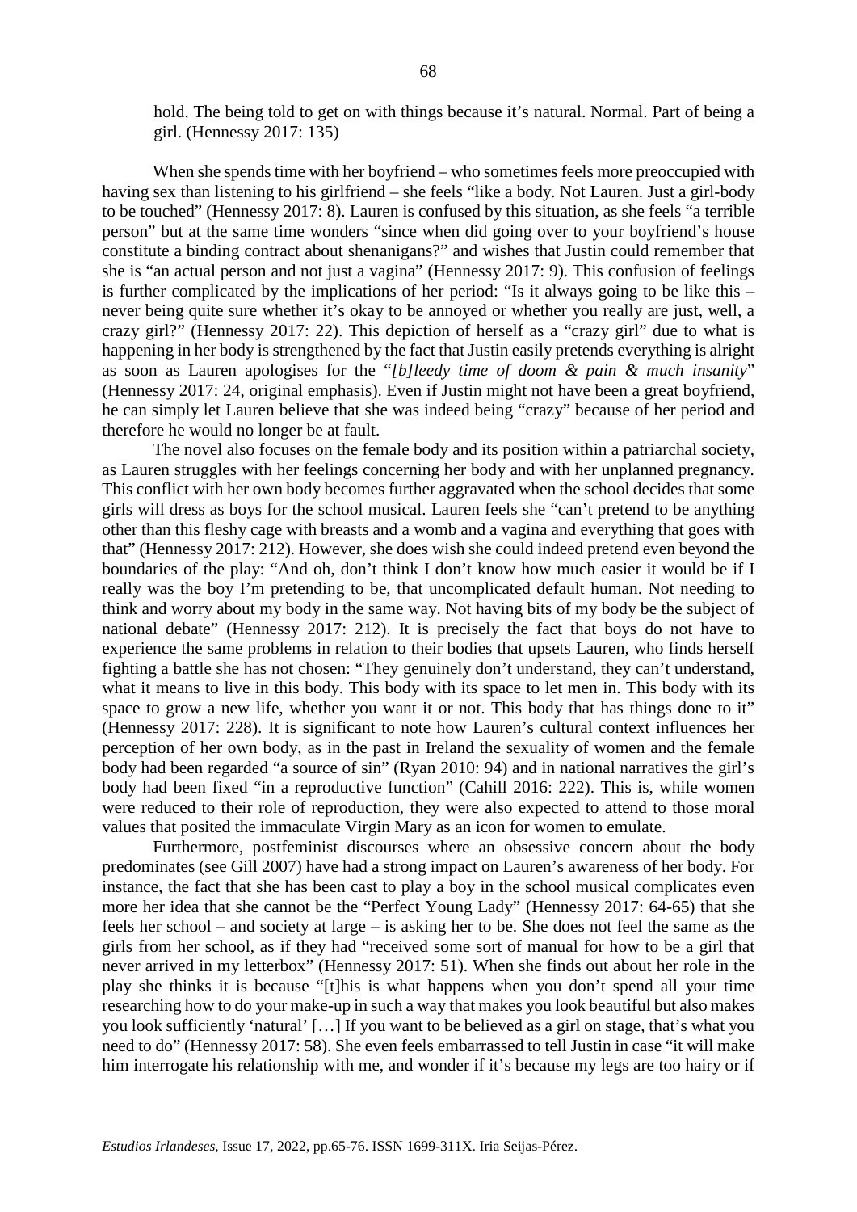> hold. The being told to get on with things because it's natural. Normal. Part of being a girl. (Hennessy 2017: 135)

When she spends time with her boyfriend – who sometimes feels more preoccupied with having sex than listening to his girlfriend – she feels "like a body. Not Lauren. Just a girl-body to be touched" (Hennessy 2017: 8). Lauren is confused by this situation, as she feels "a terrible person" but at the same time wonders "since when did going over to your boyfriend's house constitute a binding contract about shenanigans?" and wishes that Justin could remember that she is "an actual person and not just a vagina" (Hennessy 2017: 9). This confusion of feelings is further complicated by the implications of her period: "Is it always going to be like this – never being quite sure whether it's okay to be annoyed or whether you really are just, well, a crazy girl?" (Hennessy 2017: 22). This depiction of herself as a "crazy girl" due to what is happening in her body is strengthened by the fact that Justin easily pretends everything is alright as soon as Lauren apologises for the "*[b]leedy time of doom & pain & much insanity*" (Hennessy 2017: 24, original emphasis). Even if Justin might not have been a great boyfriend, he can simply let Lauren believe that she was indeed being "crazy" because of her period and therefore he would no longer be at fault.

The novel also focuses on the female body and its position within a patriarchal society, as Lauren struggles with her feelings concerning her body and with her unplanned pregnancy. This conflict with her own body becomes further aggravated when the school decides that some girls will dress as boys for the school musical. Lauren feels she "can't pretend to be anything other than this fleshy cage with breasts and a womb and a vagina and everything that goes with that" (Hennessy 2017: 212). However, she does wish she could indeed pretend even beyond the boundaries of the play: "And oh, don't think I don't know how much easier it would be if I really was the boy I'm pretending to be, that uncomplicated default human. Not needing to think and worry about my body in the same way. Not having bits of my body be the subject of national debate" (Hennessy 2017: 212). It is precisely the fact that boys do not have to experience the same problems in relation to their bodies that upsets Lauren, who finds herself fighting a battle she has not chosen: "They genuinely don't understand, they can't understand, what it means to live in this body. This body with its space to let men in. This body with its space to grow a new life, whether you want it or not. This body that has things done to it" (Hennessy 2017: 228). It is significant to note how Lauren's cultural context influences her perception of her own body, as in the past in Ireland the sexuality of women and the female body had been regarded "a source of sin" (Ryan 2010: 94) and in national narratives the girl's body had been fixed "in a reproductive function" (Cahill 2016: 222). This is, while women were reduced to their role of reproduction, they were also expected to attend to those moral values that posited the immaculate Virgin Mary as an icon for women to emulate.

Furthermore, postfeminist discourses where an obsessive concern about the body predominates (see Gill 2007) have had a strong impact on Lauren's awareness of her body. For instance, the fact that she has been cast to play a boy in the school musical complicates even more her idea that she cannot be the "Perfect Young Lady" (Hennessy 2017: 64-65) that she feels her school – and society at large – is asking her to be. She does not feel the same as the girls from her school, as if they had "received some sort of manual for how to be a girl that never arrived in my letterbox" (Hennessy 2017: 51). When she finds out about her role in the play she thinks it is because "[t]his is what happens when you don't spend all your time researching how to do your make-up in such a way that makes you look beautiful but also makes you look sufficiently 'natural' […] If you want to be believed as a girl on stage, that's what you need to do" (Hennessy 2017: 58). She even feels embarrassed to tell Justin in case "it will make him interrogate his relationship with me, and wonder if it's because my legs are too hairy or if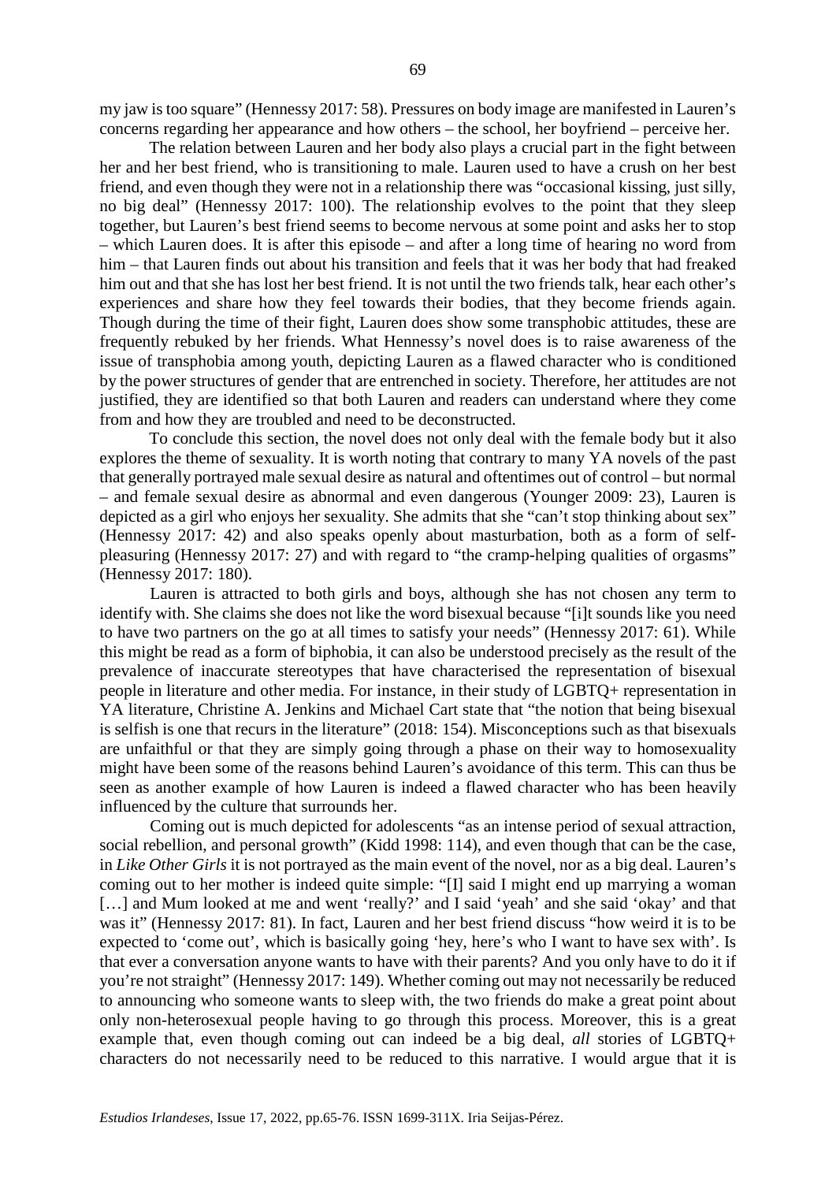my jaw is too square" (Hennessy 2017: 58). Pressures on body image are manifested in Lauren's concerns regarding her appearance and how others – the school, her boyfriend – perceive her.

The relation between Lauren and her body also plays a crucial part in the fight between her and her best friend, who is transitioning to male. Lauren used to have a crush on her best friend, and even though they were not in a relationship there was "occasional kissing, just silly, no big deal" (Hennessy 2017: 100). The relationship evolves to the point that they sleep together, but Lauren's best friend seems to become nervous at some point and asks her to stop – which Lauren does. It is after this episode – and after a long time of hearing no word from him – that Lauren finds out about his transition and feels that it was her body that had freaked him out and that she has lost her best friend. It is not until the two friends talk, hear each other's experiences and share how they feel towards their bodies, that they become friends again. Though during the time of their fight, Lauren does show some transphobic attitudes, these are frequently rebuked by her friends. What Hennessy's novel does is to raise awareness of the issue of transphobia among youth, depicting Lauren as a flawed character who is conditioned by the power structures of gender that are entrenched in society. Therefore, her attitudes are not justified, they are identified so that both Lauren and readers can understand where they come from and how they are troubled and need to be deconstructed.

To conclude this section, the novel does not only deal with the female body but it also explores the theme of sexuality. It is worth noting that contrary to many YA novels of the past that generally portrayed male sexual desire as natural and oftentimes out of control – but normal – and female sexual desire as abnormal and even dangerous (Younger 2009: 23), Lauren is depicted as a girl who enjoys her sexuality. She admits that she "can't stop thinking about sex" (Hennessy 2017: 42) and also speaks openly about masturbation, both as a form of self-pleasuring (Hennessy 2017: 27) and with regard to "the cramp-helping qualities of orgasms" (Hennessy 2017: 180).

Lauren is attracted to both girls and boys, although she has not chosen any term to identify with. She claims she does not like the word bisexual because "[i]t sounds like you need to have two partners on the go at all times to satisfy your needs" (Hennessy 2017: 61). While this might be read as a form of biphobia, it can also be understood precisely as the result of the prevalence of inaccurate stereotypes that have characterised the representation of bisexual people in literature and other media. For instance, in their study of LGBTQ+ representation in YA literature, Christine A. Jenkins and Michael Cart state that "the notion that being bisexual is selfish is one that recurs in the literature" (2018: 154). Misconceptions such as that bisexuals are unfaithful or that they are simply going through a phase on their way to homosexuality might have been some of the reasons behind Lauren's avoidance of this term. This can thus be seen as another example of how Lauren is indeed a flawed character who has been heavily influenced by the culture that surrounds her.

Coming out is much depicted for adolescents "as an intense period of sexual attraction, social rebellion, and personal growth" (Kidd 1998: 114), and even though that can be the case, in *Like Other Girls* it is not portrayed as the main event of the novel, nor as a big deal. Lauren's coming out to her mother is indeed quite simple: "[I] said I might end up marrying a woman […] and Mum looked at me and went 'really?' and I said 'yeah' and she said 'okay' and that was it" (Hennessy 2017: 81). In fact, Lauren and her best friend discuss "how weird it is to be expected to 'come out', which is basically going 'hey, here's who I want to have sex with'. Is that ever a conversation anyone wants to have with their parents? And you only have to do it if you're not straight" (Hennessy 2017: 149). Whether coming out may not necessarily be reduced to announcing who someone wants to sleep with, the two friends do make a great point about only non-heterosexual people having to go through this process. Moreover, this is a great example that, even though coming out can indeed be a big deal, *all* stories of LGBTQ+ characters do not necessarily need to be reduced to this narrative. I would argue that it is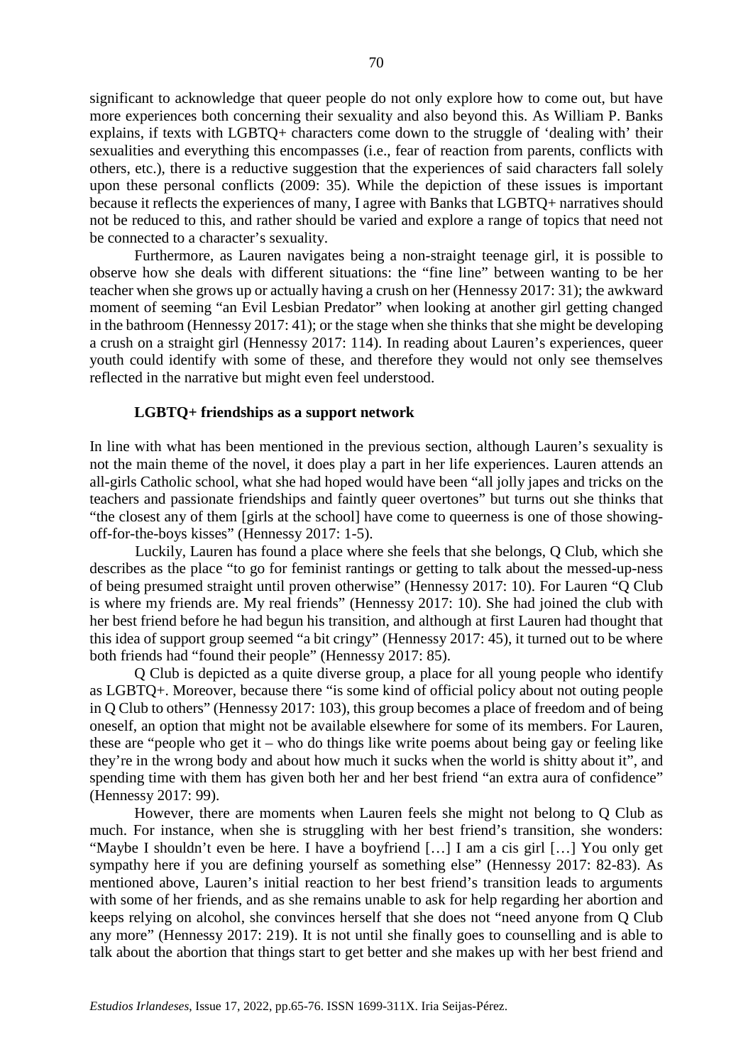significant to acknowledge that queer people do not only explore how to come out, but have more experiences both concerning their sexuality and also beyond this. As William P. Banks explains, if texts with LGBTQ+ characters come down to the struggle of 'dealing with' their sexualities and everything this encompasses (i.e., fear of reaction from parents, conflicts with others, etc.), there is a reductive suggestion that the experiences of said characters fall solely upon these personal conflicts (2009: 35). While the depiction of these issues is important because it reflects the experiences of many, I agree with Banks that LGBTQ+ narratives should not be reduced to this, and rather should be varied and explore a range of topics that need not be connected to a character's sexuality.

Furthermore, as Lauren navigates being a non-straight teenage girl, it is possible to observe how she deals with different situations: the "fine line" between wanting to be her teacher when she grows up or actually having a crush on her (Hennessy 2017: 31); the awkward moment of seeming "an Evil Lesbian Predator" when looking at another girl getting changed in the bathroom (Hennessy 2017: 41); or the stage when she thinks that she might be developing a crush on a straight girl (Hennessy 2017: 114). In reading about Lauren's experiences, queer youth could identify with some of these, and therefore they would not only see themselves reflected in the narrative but might even feel understood.

### LGBTQ+ friendships as a support network

In line with what has been mentioned in the previous section, although Lauren's sexuality is not the main theme of the novel, it does play a part in her life experiences. Lauren attends an all-girls Catholic school, what she had hoped would have been "all jolly japes and tricks on the teachers and passionate friendships and faintly queer overtones" but turns out she thinks that "the closest any of them [girls at the school] have come to queerness is one of those showing-off-for-the-boys kisses" (Hennessy 2017: 1-5).

Luckily, Lauren has found a place where she feels that she belongs, Q Club, which she describes as the place "to go for feminist rantings or getting to talk about the messed-up-ness of being presumed straight until proven otherwise" (Hennessy 2017: 10). For Lauren "Q Club is where my friends are. My real friends" (Hennessy 2017: 10). She had joined the club with her best friend before he had begun his transition, and although at first Lauren had thought that this idea of support group seemed "a bit cringy" (Hennessy 2017: 45), it turned out to be where both friends had "found their people" (Hennessy 2017: 85).

Q Club is depicted as a quite diverse group, a place for all young people who identify as LGBTQ+. Moreover, because there "is some kind of official policy about not outing people in Q Club to others" (Hennessy 2017: 103), this group becomes a place of freedom and of being oneself, an option that might not be available elsewhere for some of its members. For Lauren, these are "people who get it – who do things like write poems about being gay or feeling like they're in the wrong body and about how much it sucks when the world is shitty about it", and spending time with them has given both her and her best friend "an extra aura of confidence" (Hennessy 2017: 99).

However, there are moments when Lauren feels she might not belong to Q Club as much. For instance, when she is struggling with her best friend's transition, she wonders: "Maybe I shouldn't even be here. I have a boyfriend […] I am a cis girl […] You only get sympathy here if you are defining yourself as something else" (Hennessy 2017: 82-83). As mentioned above, Lauren's initial reaction to her best friend's transition leads to arguments with some of her friends, and as she remains unable to ask for help regarding her abortion and keeps relying on alcohol, she convinces herself that she does not "need anyone from Q Club any more" (Hennessy 2017: 219). It is not until she finally goes to counselling and is able to talk about the abortion that things start to get better and she makes up with her best friend and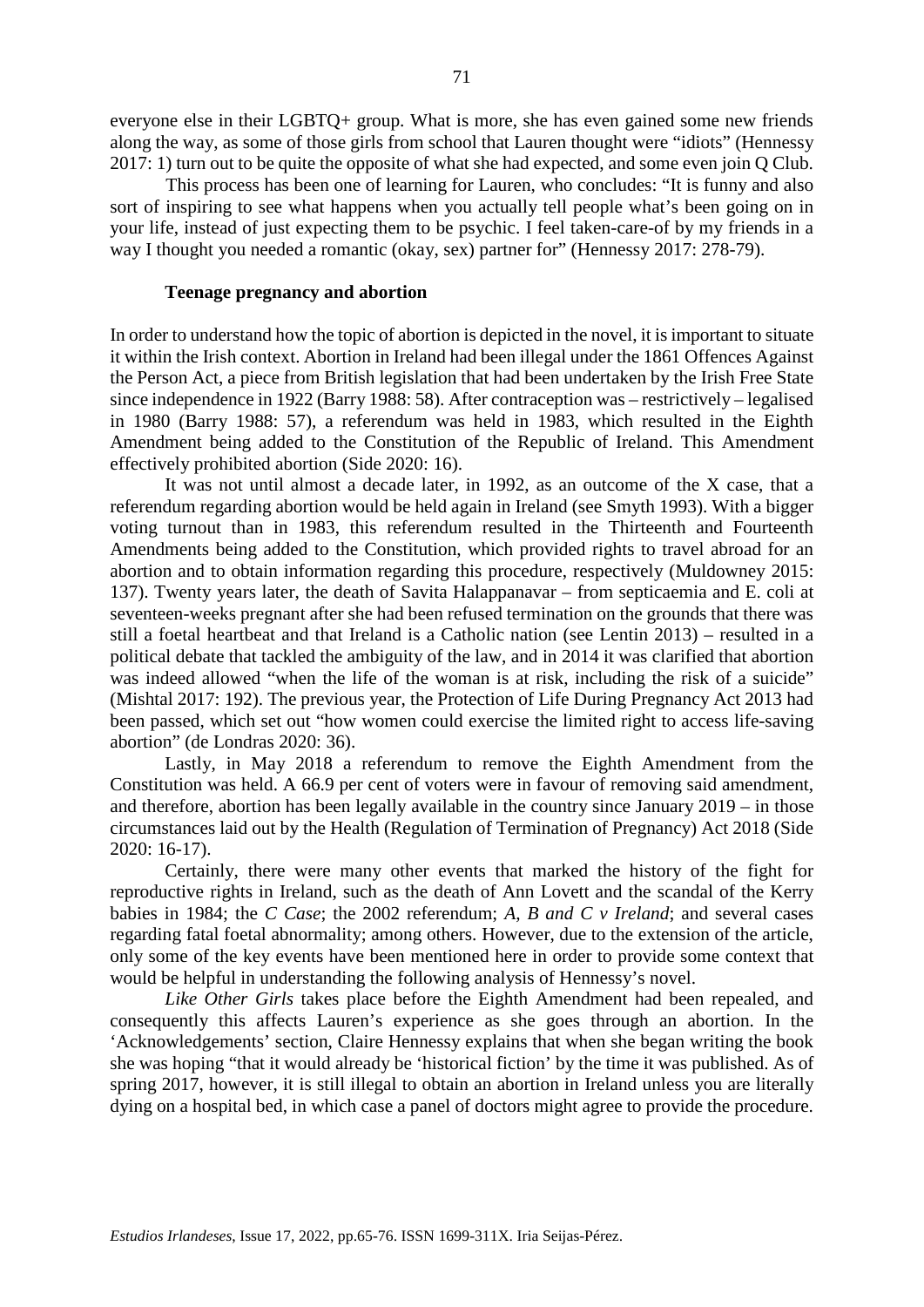everyone else in their LGBTQ+ group. What is more, she has even gained some new friends along the way, as some of those girls from school that Lauren thought were "idiots" (Hennessy 2017: 1) turn out to be quite the opposite of what she had expected, and some even join Q Club.

This process has been one of learning for Lauren, who concludes: "It is funny and also sort of inspiring to see what happens when you actually tell people what's been going on in your life, instead of just expecting them to be psychic. I feel taken-care-of by my friends in a way I thought you needed a romantic (okay, sex) partner for" (Hennessy 2017: 278-79).

### Teenage pregnancy and abortion

In order to understand how the topic of abortion is depicted in the novel, it is important to situate it within the Irish context. Abortion in Ireland had been illegal under the 1861 Offences Against the Person Act, a piece from British legislation that had been undertaken by the Irish Free State since independence in 1922 (Barry 1988: 58). After contraception was – restrictively – legalised in 1980 (Barry 1988: 57), a referendum was held in 1983, which resulted in the Eighth Amendment being added to the Constitution of the Republic of Ireland. This Amendment effectively prohibited abortion (Side 2020: 16).

It was not until almost a decade later, in 1992, as an outcome of the X case, that a referendum regarding abortion would be held again in Ireland (see Smyth 1993). With a bigger voting turnout than in 1983, this referendum resulted in the Thirteenth and Fourteenth Amendments being added to the Constitution, which provided rights to travel abroad for an abortion and to obtain information regarding this procedure, respectively (Muldowney 2015: 137). Twenty years later, the death of Savita Halappanavar – from septicaemia and E. coli at seventeen-weeks pregnant after she had been refused termination on the grounds that there was still a foetal heartbeat and that Ireland is a Catholic nation (see Lentin 2013) – resulted in a political debate that tackled the ambiguity of the law, and in 2014 it was clarified that abortion was indeed allowed "when the life of the woman is at risk, including the risk of a suicide" (Mishtal 2017: 192). The previous year, the Protection of Life During Pregnancy Act 2013 had been passed, which set out "how women could exercise the limited right to access life-saving abortion" (de Londras 2020: 36).

Lastly, in May 2018 a referendum to remove the Eighth Amendment from the Constitution was held. A 66.9 per cent of voters were in favour of removing said amendment, and therefore, abortion has been legally available in the country since January 2019 – in those circumstances laid out by the Health (Regulation of Termination of Pregnancy) Act 2018 (Side 2020: 16-17).

Certainly, there were many other events that marked the history of the fight for reproductive rights in Ireland, such as the death of Ann Lovett and the scandal of the Kerry babies in 1984; the *C Case*; the 2002 referendum; *A, B and C v Ireland*; and several cases regarding fatal foetal abnormality; among others. However, due to the extension of the article, only some of the key events have been mentioned here in order to provide some context that would be helpful in understanding the following analysis of Hennessy's novel.

*Like Other Girls* takes place before the Eighth Amendment had been repealed, and consequently this affects Lauren's experience as she goes through an abortion. In the 'Acknowledgements' section, Claire Hennessy explains that when she began writing the book she was hoping "that it would already be 'historical fiction' by the time it was published. As of spring 2017, however, it is still illegal to obtain an abortion in Ireland unless you are literally dying on a hospital bed, in which case a panel of doctors might agree to provide the procedure.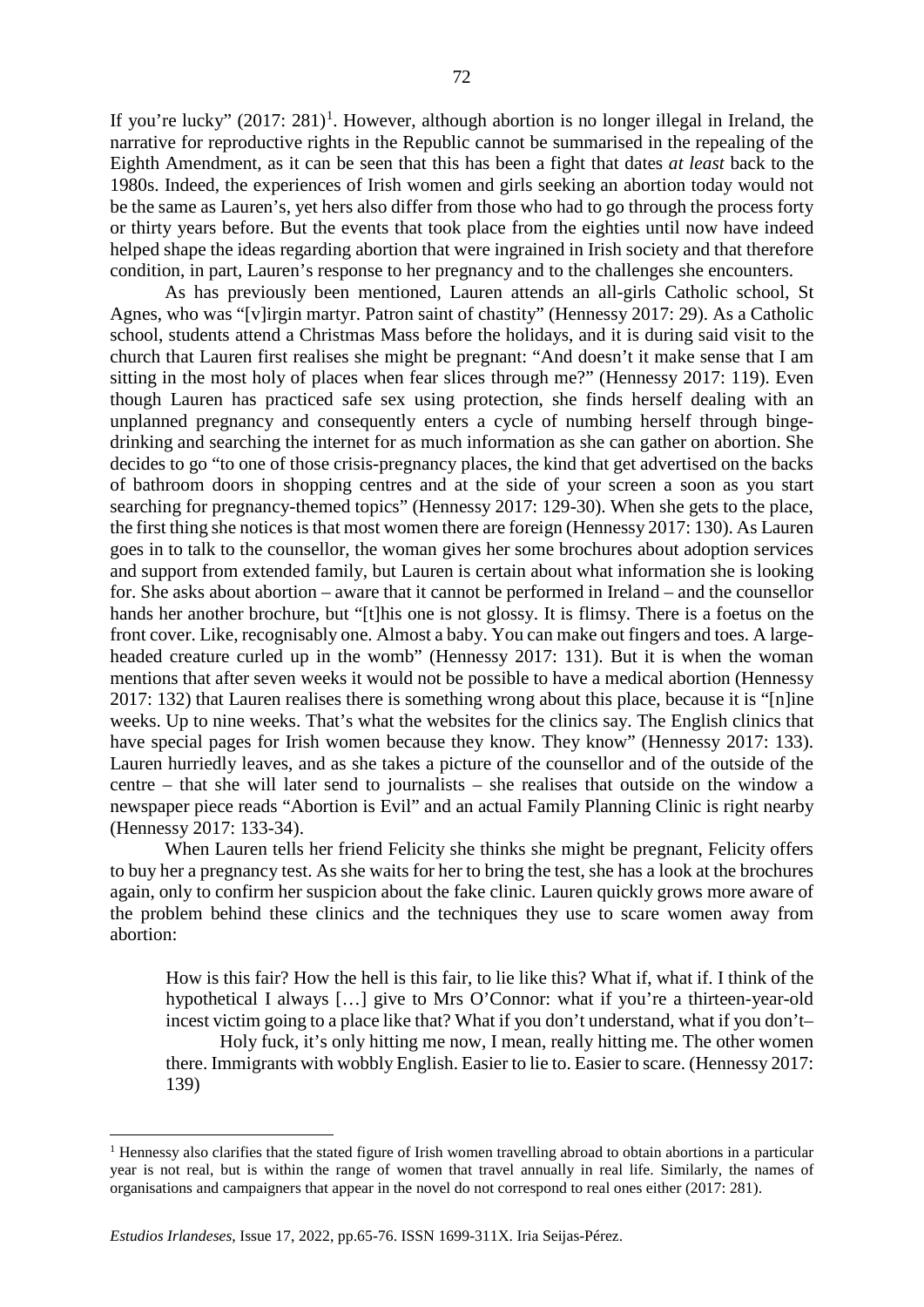If you're lucky" (2017: 281)[1]. However, although abortion is no longer illegal in Ireland, the narrative for reproductive rights in the Republic cannot be summarised in the repealing of the Eighth Amendment, as it can be seen that this has been a fight that dates *at least* back to the 1980s. Indeed, the experiences of Irish women and girls seeking an abortion today would not be the same as Lauren's, yet hers also differ from those who had to go through the process forty or thirty years before. But the events that took place from the eighties until now have indeed helped shape the ideas regarding abortion that were ingrained in Irish society and that therefore condition, in part, Lauren's response to her pregnancy and to the challenges she encounters.

As has previously been mentioned, Lauren attends an all-girls Catholic school, St Agnes, who was "[v]irgin martyr. Patron saint of chastity" (Hennessy 2017: 29). As a Catholic school, students attend a Christmas Mass before the holidays, and it is during said visit to the church that Lauren first realises she might be pregnant: "And doesn't it make sense that I am sitting in the most holy of places when fear slices through me?" (Hennessy 2017: 119). Even though Lauren has practiced safe sex using protection, she finds herself dealing with an unplanned pregnancy and consequently enters a cycle of numbing herself through binge-drinking and searching the internet for as much information as she can gather on abortion. She decides to go "to one of those crisis-pregnancy places, the kind that get advertised on the backs of bathroom doors in shopping centres and at the side of your screen a soon as you start searching for pregnancy-themed topics" (Hennessy 2017: 129-30). When she gets to the place, the first thing she notices is that most women there are foreign (Hennessy 2017: 130). As Lauren goes in to talk to the counsellor, the woman gives her some brochures about adoption services and support from extended family, but Lauren is certain about what information she is looking for. She asks about abortion – aware that it cannot be performed in Ireland – and the counsellor hands her another brochure, but "[t]his one is not glossy. It is flimsy. There is a foetus on the front cover. Like, recognisably one. Almost a baby. You can make out fingers and toes. A large-headed creature curled up in the womb" (Hennessy 2017: 131). But it is when the woman mentions that after seven weeks it would not be possible to have a medical abortion (Hennessy 2017: 132) that Lauren realises there is something wrong about this place, because it is "[n]ine weeks. Up to nine weeks. That's what the websites for the clinics say. The English clinics that have special pages for Irish women because they know. They know" (Hennessy 2017: 133). Lauren hurriedly leaves, and as she takes a picture of the counsellor and of the outside of the centre – that she will later send to journalists – she realises that outside on the window a newspaper piece reads "Abortion is Evil" and an actual Family Planning Clinic is right nearby (Hennessy 2017: 133-34).

When Lauren tells her friend Felicity she thinks she might be pregnant, Felicity offers to buy her a pregnancy test. As she waits for her to bring the test, she has a look at the brochures again, only to confirm her suspicion about the fake clinic. Lauren quickly grows more aware of the problem behind these clinics and the techniques they use to scare women away from abortion:

> How is this fair? How the hell is this fair, to lie like this? What if, what if. I think of the hypothetical I always […] give to Mrs O'Connor: what if you're a thirteen-year-old incest victim going to a place like that? What if you don't understand, what if you don't–
>
> Holy fuck, it's only hitting me now, I mean, really hitting me. The other women there. Immigrants with wobbly English. Easier to lie to. Easier to scare. (Hennessy 2017: 139)

[1] Hennessy also clarifies that the stated figure of Irish women travelling abroad to obtain abortions in a particular year is not real, but is within the range of women that travel annually in real life. Similarly, the names of organisations and campaigners that appear in the novel do not correspond to real ones either (2017: 281).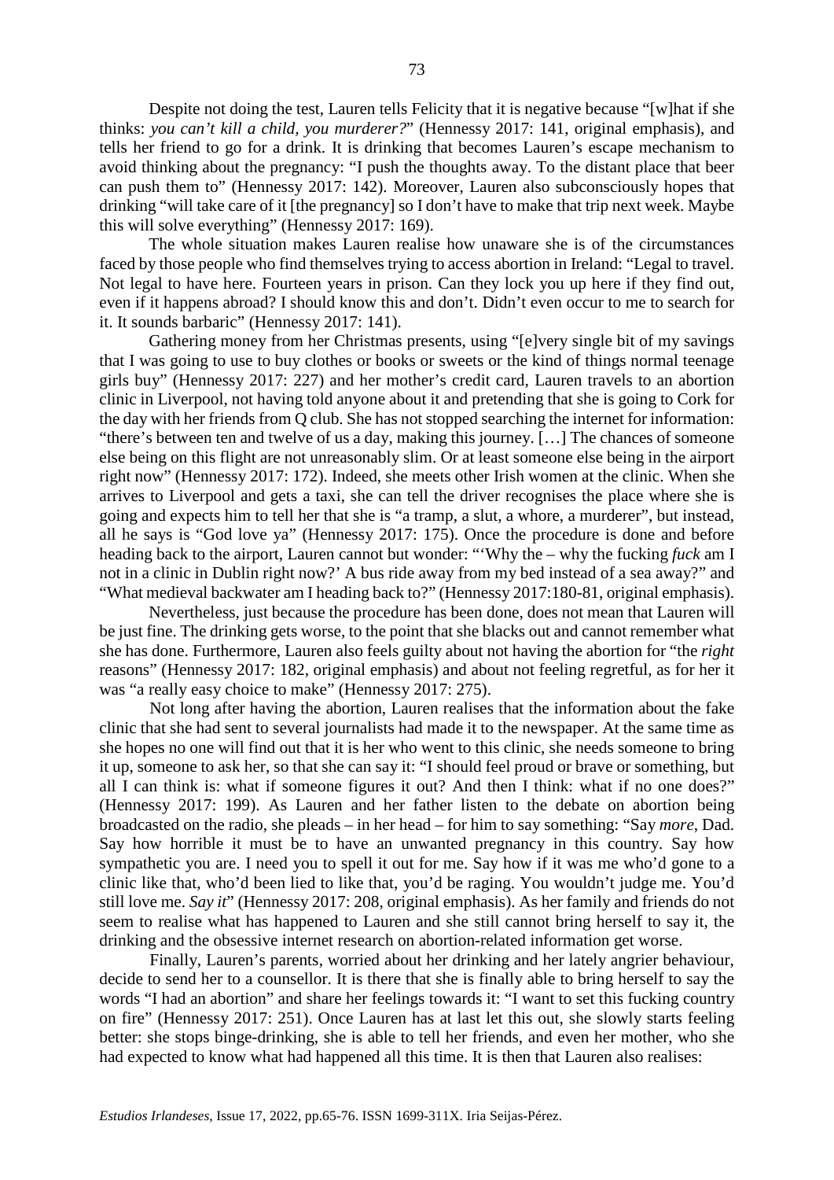Despite not doing the test, Lauren tells Felicity that it is negative because "[w]hat if she thinks: *you can't kill a child, you murderer?*" (Hennessy 2017: 141, original emphasis), and tells her friend to go for a drink. It is drinking that becomes Lauren's escape mechanism to avoid thinking about the pregnancy: "I push the thoughts away. To the distant place that beer can push them to" (Hennessy 2017: 142). Moreover, Lauren also subconsciously hopes that drinking "will take care of it [the pregnancy] so I don't have to make that trip next week. Maybe this will solve everything" (Hennessy 2017: 169).

The whole situation makes Lauren realise how unaware she is of the circumstances faced by those people who find themselves trying to access abortion in Ireland: "Legal to travel. Not legal to have here. Fourteen years in prison. Can they lock you up here if they find out, even if it happens abroad? I should know this and don't. Didn't even occur to me to search for it. It sounds barbaric" (Hennessy 2017: 141).

Gathering money from her Christmas presents, using "[e]very single bit of my savings that I was going to use to buy clothes or books or sweets or the kind of things normal teenage girls buy" (Hennessy 2017: 227) and her mother's credit card, Lauren travels to an abortion clinic in Liverpool, not having told anyone about it and pretending that she is going to Cork for the day with her friends from Q club. She has not stopped searching the internet for information: "there's between ten and twelve of us a day, making this journey. […] The chances of someone else being on this flight are not unreasonably slim. Or at least someone else being in the airport right now" (Hennessy 2017: 172). Indeed, she meets other Irish women at the clinic. When she arrives to Liverpool and gets a taxi, she can tell the driver recognises the place where she is going and expects him to tell her that she is "a tramp, a slut, a whore, a murderer", but instead, all he says is "God love ya" (Hennessy 2017: 175). Once the procedure is done and before heading back to the airport, Lauren cannot but wonder: "'Why the – why the fucking *fuck* am I not in a clinic in Dublin right now?' A bus ride away from my bed instead of a sea away?" and "What medieval backwater am I heading back to?" (Hennessy 2017:180-81, original emphasis).

Nevertheless, just because the procedure has been done, does not mean that Lauren will be just fine. The drinking gets worse, to the point that she blacks out and cannot remember what she has done. Furthermore, Lauren also feels guilty about not having the abortion for "the *right* reasons" (Hennessy 2017: 182, original emphasis) and about not feeling regretful, as for her it was "a really easy choice to make" (Hennessy 2017: 275).

Not long after having the abortion, Lauren realises that the information about the fake clinic that she had sent to several journalists had made it to the newspaper. At the same time as she hopes no one will find out that it is her who went to this clinic, she needs someone to bring it up, someone to ask her, so that she can say it: "I should feel proud or brave or something, but all I can think is: what if someone figures it out? And then I think: what if no one does?" (Hennessy 2017: 199). As Lauren and her father listen to the debate on abortion being broadcasted on the radio, she pleads – in her head – for him to say something: "Say *more*, Dad. Say how horrible it must be to have an unwanted pregnancy in this country. Say how sympathetic you are. I need you to spell it out for me. Say how if it was me who'd gone to a clinic like that, who'd been lied to like that, you'd be raging. You wouldn't judge me. You'd still love me. *Say it*" (Hennessy 2017: 208, original emphasis). As her family and friends do not seem to realise what has happened to Lauren and she still cannot bring herself to say it, the drinking and the obsessive internet research on abortion-related information get worse.

Finally, Lauren's parents, worried about her drinking and her lately angrier behaviour, decide to send her to a counsellor. It is there that she is finally able to bring herself to say the words "I had an abortion" and share her feelings towards it: "I want to set this fucking country on fire" (Hennessy 2017: 251). Once Lauren has at last let this out, she slowly starts feeling better: she stops binge-drinking, she is able to tell her friends, and even her mother, who she had expected to know what had happened all this time. It is then that Lauren also realises: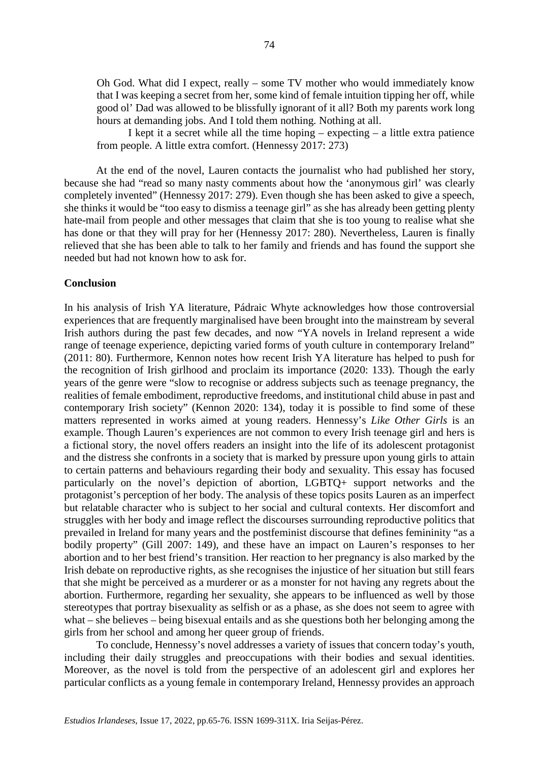> Oh God. What did I expect, really – some TV mother who would immediately know that I was keeping a secret from her, some kind of female intuition tipping her off, while good ol' Dad was allowed to be blissfully ignorant of it all? Both my parents work long hours at demanding jobs. And I told them nothing. Nothing at all.
>
> I kept it a secret while all the time hoping – expecting – a little extra patience from people. A little extra comfort. (Hennessy 2017: 273)

At the end of the novel, Lauren contacts the journalist who had published her story, because she had "read so many nasty comments about how the 'anonymous girl' was clearly completely invented" (Hennessy 2017: 279). Even though she has been asked to give a speech, she thinks it would be "too easy to dismiss a teenage girl" as she has already been getting plenty hate-mail from people and other messages that claim that she is too young to realise what she has done or that they will pray for her (Hennessy 2017: 280). Nevertheless, Lauren is finally relieved that she has been able to talk to her family and friends and has found the support she needed but had not known how to ask for.

## Conclusion

In his analysis of Irish YA literature, Pádraic Whyte acknowledges how those controversial experiences that are frequently marginalised have been brought into the mainstream by several Irish authors during the past few decades, and now "YA novels in Ireland represent a wide range of teenage experience, depicting varied forms of youth culture in contemporary Ireland" (2011: 80). Furthermore, Kennon notes how recent Irish YA literature has helped to push for the recognition of Irish girlhood and proclaim its importance (2020: 133). Though the early years of the genre were "slow to recognise or address subjects such as teenage pregnancy, the realities of female embodiment, reproductive freedoms, and institutional child abuse in past and contemporary Irish society" (Kennon 2020: 134), today it is possible to find some of these matters represented in works aimed at young readers. Hennessy's *Like Other Girls* is an example. Though Lauren's experiences are not common to every Irish teenage girl and hers is a fictional story, the novel offers readers an insight into the life of its adolescent protagonist and the distress she confronts in a society that is marked by pressure upon young girls to attain to certain patterns and behaviours regarding their body and sexuality. This essay has focused particularly on the novel's depiction of abortion, LGBTQ+ support networks and the protagonist's perception of her body. The analysis of these topics posits Lauren as an imperfect but relatable character who is subject to her social and cultural contexts. Her discomfort and struggles with her body and image reflect the discourses surrounding reproductive politics that prevailed in Ireland for many years and the postfeminist discourse that defines femininity "as a bodily property" (Gill 2007: 149), and these have an impact on Lauren's responses to her abortion and to her best friend's transition. Her reaction to her pregnancy is also marked by the Irish debate on reproductive rights, as she recognises the injustice of her situation but still fears that she might be perceived as a murderer or as a monster for not having any regrets about the abortion. Furthermore, regarding her sexuality, she appears to be influenced as well by those stereotypes that portray bisexuality as selfish or as a phase, as she does not seem to agree with what – she believes – being bisexual entails and as she questions both her belonging among the girls from her school and among her queer group of friends.

To conclude, Hennessy's novel addresses a variety of issues that concern today's youth, including their daily struggles and preoccupations with their bodies and sexual identities. Moreover, as the novel is told from the perspective of an adolescent girl and explores her particular conflicts as a young female in contemporary Ireland, Hennessy provides an approach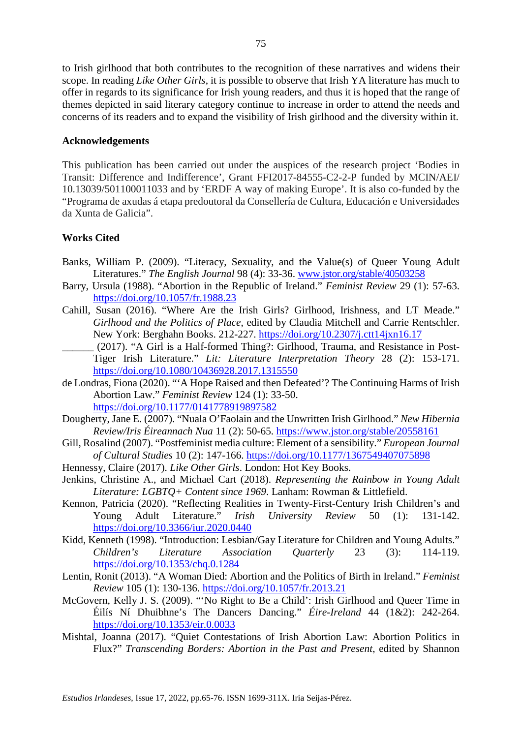to Irish girlhood that both contributes to the recognition of these narratives and widens their scope. In reading *Like Other Girls*, it is possible to observe that Irish YA literature has much to offer in regards to its significance for Irish young readers, and thus it is hoped that the range of themes depicted in said literary category continue to increase in order to attend the needs and concerns of its readers and to expand the visibility of Irish girlhood and the diversity within it.

**Acknowledgements**

This publication has been carried out under the auspices of the research project 'Bodies in Transit: Difference and Indifference', Grant FFI2017-84555-C2-2-P funded by MCIN/AEI/10.13039/501100011033 and by 'ERDF A way of making Europe'. It is also co-funded by the "Programa de axudas á etapa predoutoral da Consellería de Cultura, Educación e Universidades da Xunta de Galicia".

**Works Cited**

Banks, William P. (2009). "Literacy, Sexuality, and the Value(s) of Queer Young Adult Literatures." *The English Journal* 98 (4): 33-36. www.jstor.org/stable/40503258

Barry, Ursula (1988). "Abortion in the Republic of Ireland." *Feminist Review* 29 (1): 57-63. https://doi.org/10.1057/fr.1988.23

Cahill, Susan (2016). "Where Are the Irish Girls? Girlhood, Irishness, and LT Meade." *Girlhood and the Politics of Place*, edited by Claudia Mitchell and Carrie Rentschler. New York: Berghahn Books. 212-227. https://doi.org/10.2307/j.ctt14jxn16.17

______ (2017). "A Girl is a Half-formed Thing?: Girlhood, Trauma, and Resistance in Post-Tiger Irish Literature." *Lit: Literature Interpretation Theory* 28 (2): 153-171. https://doi.org/10.1080/10436928.2017.1315550

de Londras, Fiona (2020). "'A Hope Raised and then Defeated'? The Continuing Harms of Irish Abortion Law." *Feminist Review* 124 (1): 33-50. https://doi.org/10.1177/0141778919897582

Dougherty, Jane E. (2007). "Nuala O'Faolain and the Unwritten Irish Girlhood." *New Hibernia Review/Iris Éireannach Nua* 11 (2): 50-65. https://www.jstor.org/stable/20558161

Gill, Rosalind (2007). "Postfeminist media culture: Element of a sensibility." *European Journal of Cultural Studies* 10 (2): 147-166. https://doi.org/10.1177/1367549407075898

Hennessy, Claire (2017). *Like Other Girls*. London: Hot Key Books.

Jenkins, Christine A., and Michael Cart (2018). *Representing the Rainbow in Young Adult Literature: LGBTQ+ Content since 1969*. Lanham: Rowman & Littlefield.

Kennon, Patricia (2020). "Reflecting Realities in Twenty-First-Century Irish Children's and Young Adult Literature." *Irish University Review* 50 (1): 131-142. https://doi.org/10.3366/iur.2020.0440

Kidd, Kenneth (1998). "Introduction: Lesbian/Gay Literature for Children and Young Adults." *Children's Literature Association Quarterly* 23 (3): 114-119. https://doi.org/10.1353/chq.0.1284

Lentin, Ronit (2013). "A Woman Died: Abortion and the Politics of Birth in Ireland." *Feminist Review* 105 (1): 130-136. https://doi.org/10.1057/fr.2013.21

McGovern, Kelly J. S. (2009). "'No Right to Be a Child': Irish Girlhood and Queer Time in Éilís Ní Dhuibhne's The Dancers Dancing." *Éire-Ireland* 44 (1&2): 242-264. https://doi.org/10.1353/eir.0.0033

Mishtal, Joanna (2017). "Quiet Contestations of Irish Abortion Law: Abortion Politics in Flux?" *Transcending Borders: Abortion in the Past and Present*, edited by Shannon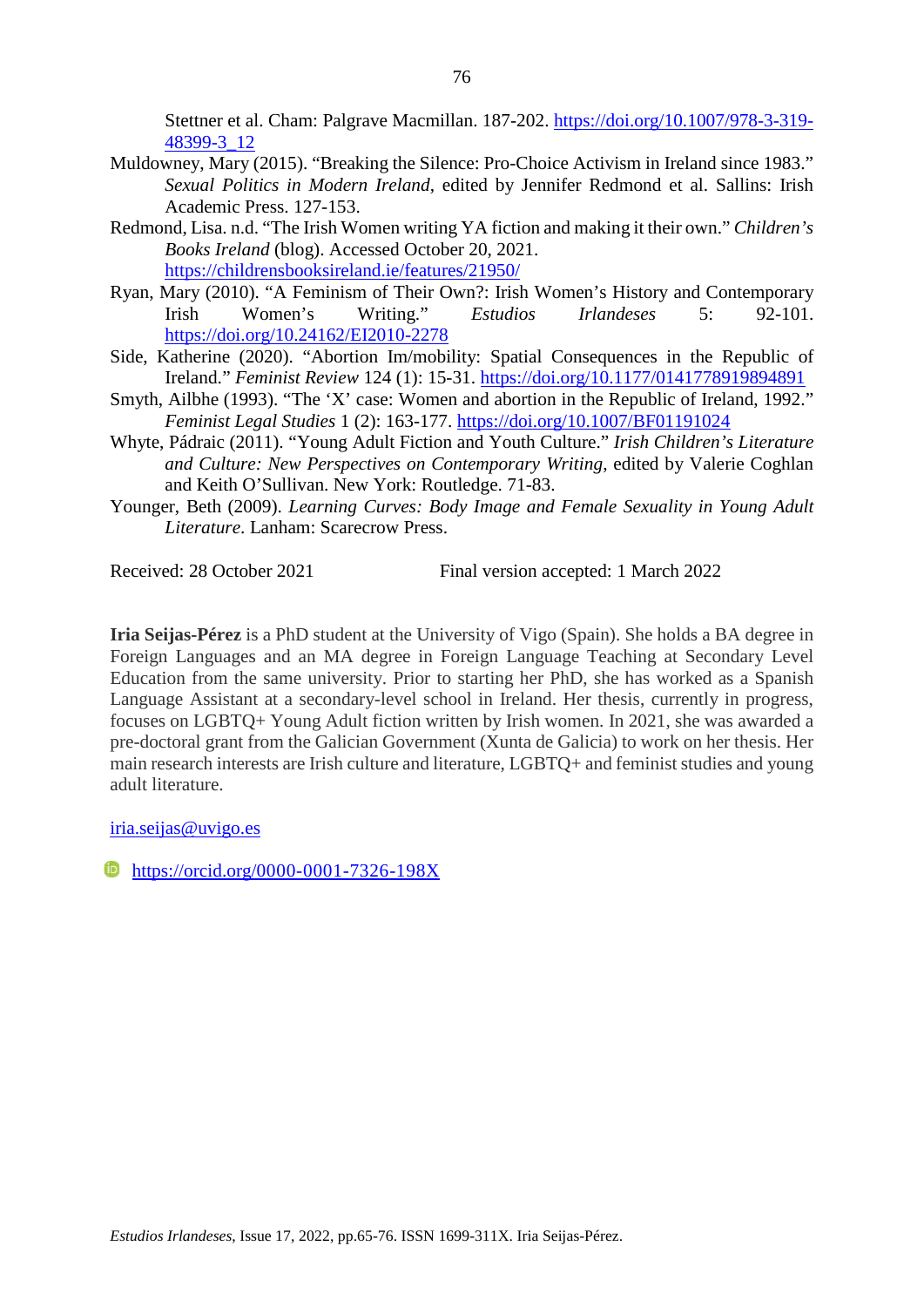Stettner et al. Cham: Palgrave Macmillan. 187-202. https://doi.org/10.1007/978-3-319-48399-3_12

Muldowney, Mary (2015). "Breaking the Silence: Pro-Choice Activism in Ireland since 1983." *Sexual Politics in Modern Ireland*, edited by Jennifer Redmond et al. Sallins: Irish Academic Press. 127-153.

Redmond, Lisa. n.d. "The Irish Women writing YA fiction and making it their own." *Children's Books Ireland* (blog). Accessed October 20, 2021. https://childrensbooksireland.ie/features/21950/

Ryan, Mary (2010). "A Feminism of Their Own?: Irish Women's History and Contemporary Irish Women's Writing." *Estudios Irlandeses* 5: 92-101. https://doi.org/10.24162/EI2010-2278

Side, Katherine (2020). "Abortion Im/mobility: Spatial Consequences in the Republic of Ireland." *Feminist Review* 124 (1): 15-31. https://doi.org/10.1177/0141778919894891

Smyth, Ailbhe (1993). "The 'X' case: Women and abortion in the Republic of Ireland, 1992." *Feminist Legal Studies* 1 (2): 163-177. https://doi.org/10.1007/BF01191024

Whyte, Pádraic (2011). "Young Adult Fiction and Youth Culture." *Irish Children's Literature and Culture: New Perspectives on Contemporary Writing*, edited by Valerie Coghlan and Keith O'Sullivan. New York: Routledge. 71-83.

Younger, Beth (2009). *Learning Curves: Body Image and Female Sexuality in Young Adult Literature*. Lanham: Scarecrow Press.

Received: 28 October 2021 Final version accepted: 1 March 2022

**Iria Seijas-Pérez** is a PhD student at the University of Vigo (Spain). She holds a BA degree in Foreign Languages and an MA degree in Foreign Language Teaching at Secondary Level Education from the same university. Prior to starting her PhD, she has worked as a Spanish Language Assistant at a secondary-level school in Ireland. Her thesis, currently in progress, focuses on LGBTQ+ Young Adult fiction written by Irish women. In 2021, she was awarded a pre-doctoral grant from the Galician Government (Xunta de Galicia) to work on her thesis. Her main research interests are Irish culture and literature, LGBTQ+ and feminist studies and young adult literature.

iria.seijas@uvigo.es

https://orcid.org/0000-0001-7326-198X